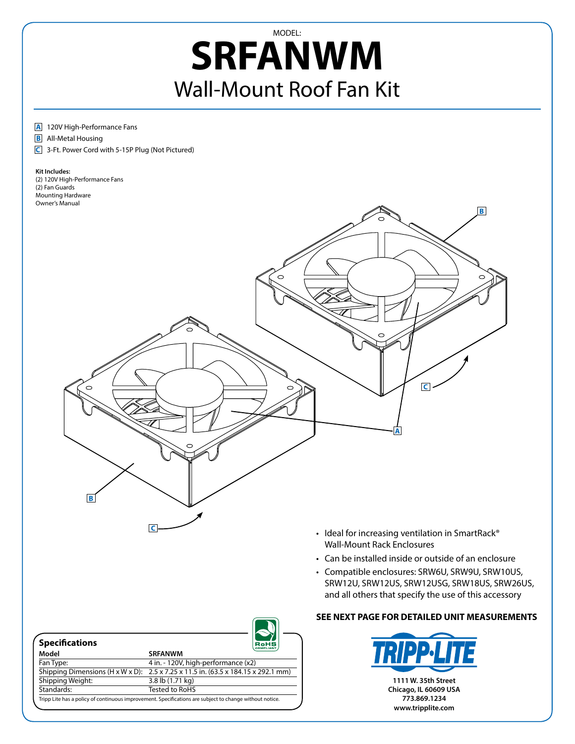MODEL:

# SRFANWM

## Wall-Mount Roof Fan Kit

- **A** 120V High-Performance Fans
- **B** All-Metal Housing
- **C** 3-Ft. Power Cord with 5-15P Plug (Not Pictured)

**Kit Includes:**
(2) 120V High-Performance Fans
(2) Fan Guards
Mounting Hardware
Owner's Manual

- Ideal for increasing ventilation in SmartRack® Wall-Mount Rack Enclosures
- Can be installed inside or outside of an enclosure
- Compatible enclosures: SRW6U, SRW9U, SRW10US, SRW12U, SRW12US, SRW12USG, SRW18US, SRW26US, and all others that specify the use of this accessory

**SEE NEXT PAGE FOR DETAILED UNIT MEASUREMENTS**

### Specifications

| Model | SRFANWM |
|---|---|
| Fan Type: | 4 in. - 120V, high-performance (x2) |
| Shipping Dimensions (H x W x D): | 2.5 x 7.25 x 11.5 in. (63.5 x 184.15 x 292.1 mm) |
| Shipping Weight: | 3.8 lb (1.71 kg) |
| Standards: | Tested to RoHS |

Tripp Lite has a policy of continuous improvement. Specifications are subject to change without notice.

**1111 W. 35th Street**
**Chicago, IL 60609 USA**
**773.869.1234**
**www.tripplite.com**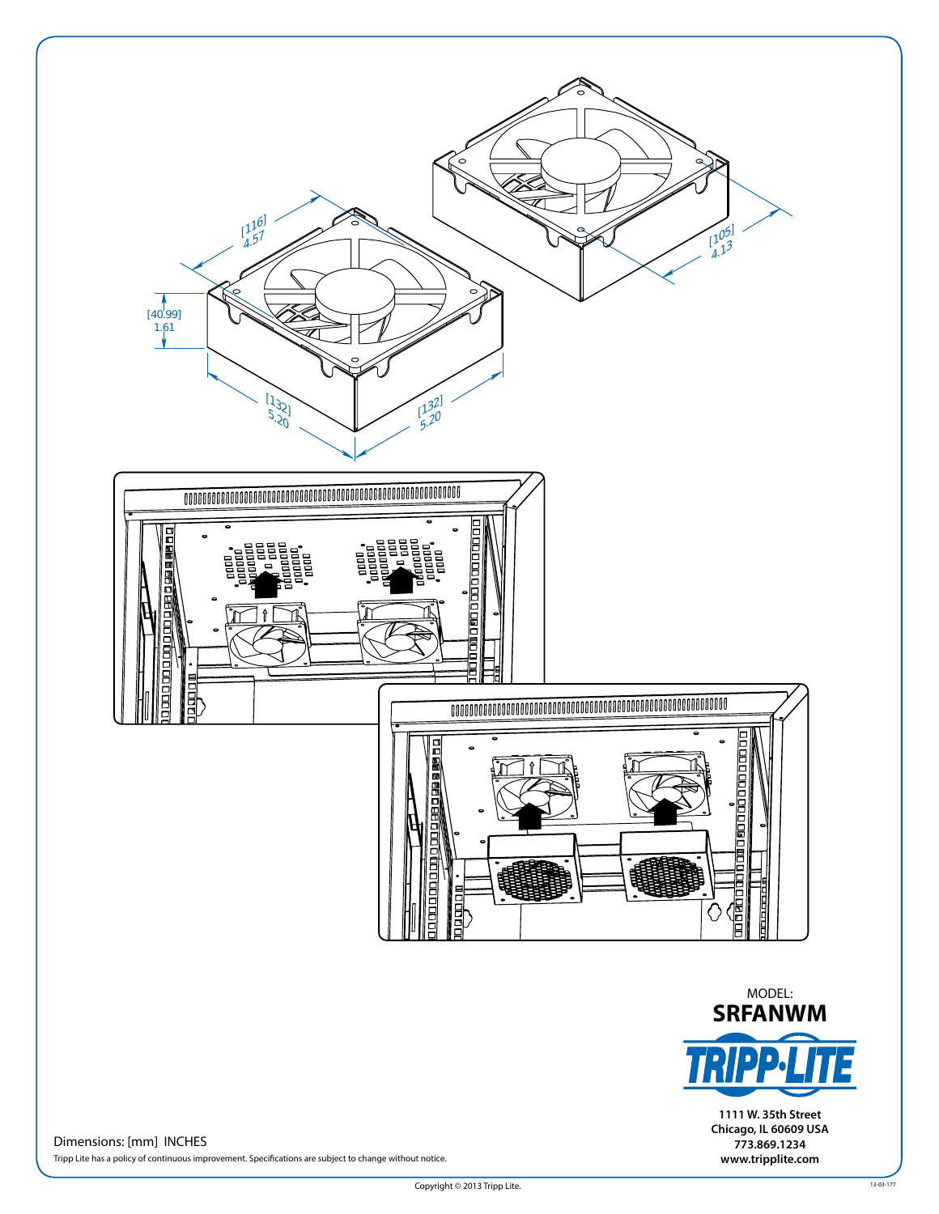[116]
4.57

[105]
4.13

[40.99]
1.61

[132]
5.20

[132]
5.20

MODEL:

**SRFANWM**

TRIPP·LITE

**1111 W. 35th Street**
**Chicago, IL 60609 USA**
**773.869.1234**
**www.tripplite.com**

Dimensions: [mm] INCHES

Tripp Lite has a policy of continuous improvement. Specifications are subject to change without notice.

Copyright © 2013 Tripp Lite.

13-03-177